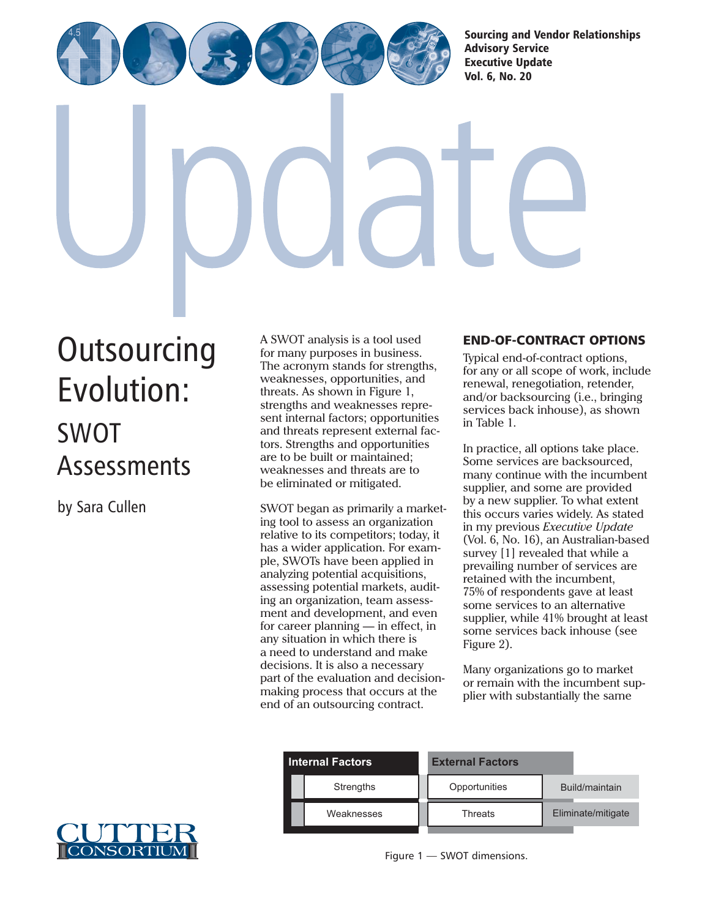Sourcing and Vendor Relationships Advisory Service Executive Update Vol. 6, No. 20

# Outsourcing Evolution: SWOT Assessments

by Sara Cullen

A SWOT analysis is a tool used for many purposes in business. The acronym stands for strengths, weaknesses, opportunities, and threats. As shown in Figure 1, strengths and weaknesses represent internal factors; opportunities and threats represent external factors. Strengths and opportunities are to be built or maintained; weaknesses and threats are to be eliminated or mitigated.

SWOT began as primarily a marketing tool to assess an organization relative to its competitors; today, it has a wider application. For example, SWOTs have been applied in analyzing potential acquisitions, assessing potential markets, auditing an organization, team assessment and development, and even for career planning — in effect, in any situation in which there is a need to understand and make decisions. It is also a necessary part of the evaluation and decision-making process that occurs at the end of an outsourcing contract.

## END-OF-CONTRACT OPTIONS

Typical end-of-contract options, for any or all scope of work, include renewal, renegotiation, retender, and/or backsourcing (i.e., bringing services back inhouse), as shown in Table 1.

In practice, all options take place. Some services are backsourced, many continue with the incumbent supplier, and some are provided by a new supplier. To what extent this occurs varies widely. As stated in my previous *Executive Update* (Vol. 6, No. 16), an Australian-based survey [1] revealed that while a prevailing number of services are retained with the incumbent, 75% of respondents gave at least some services to an alternative supplier, while 41% brought at least some services back inhouse (see Figure 2).

Many organizations go to market or remain with the incumbent supplier with substantially the same

| Internal Factors | External Factors | |
|---|---|---|
| Strengths | Opportunities | Build/maintain |
| Weaknesses | Threats | Eliminate/mitigate |

Figure 1 — SWOT dimensions.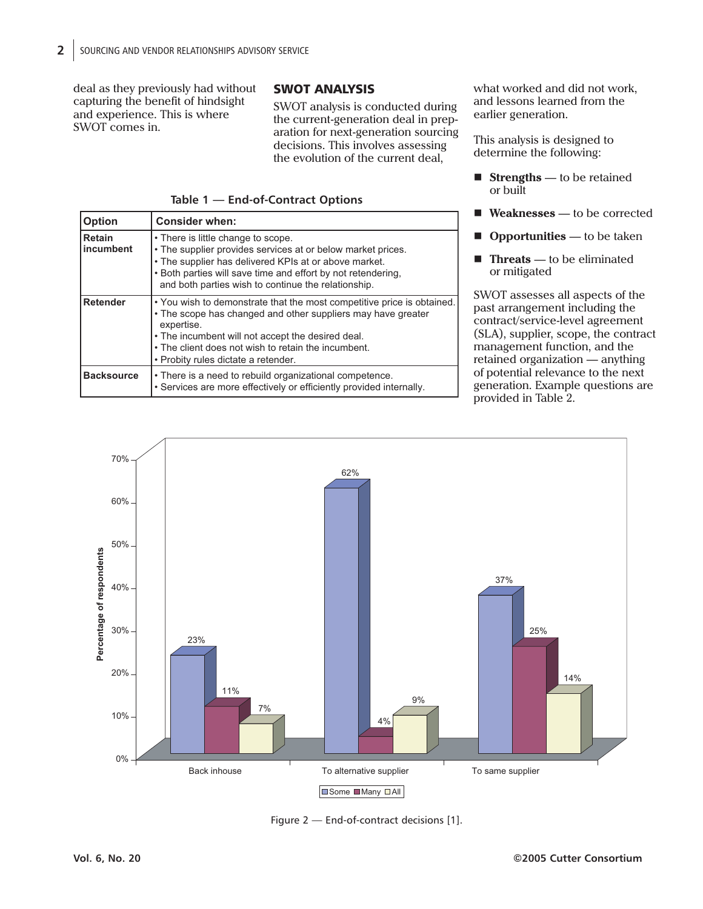deal as they previously had without capturing the benefit of hindsight and experience. This is where SWOT comes in.

## SWOT ANALYSIS

SWOT analysis is conducted during the current-generation deal in preparation for next-generation sourcing decisions. This involves assessing the evolution of the current deal, what worked and did not work, and lessons learned from the earlier generation.

This analysis is designed to determine the following:

- **Strengths** — to be retained or built
- **Weaknesses** — to be corrected
- **Opportunities** — to be taken
- **Threats** — to be eliminated or mitigated

SWOT assesses all aspects of the past arrangement including the contract/service-level agreement (SLA), supplier, scope, the contract management function, and the retained organization — anything of potential relevance to the next generation. Example questions are provided in Table 2.

**Table 1 — End-of-Contract Options**

| Option | Consider when: |
| --- | --- |
| **Retain incumbent** | • There is little change to scope.<br>• The supplier provides services at or below market prices.<br>• The supplier has delivered KPIs at or above market.<br>• Both parties will save time and effort by not retendering, and both parties wish to continue the relationship. |
| **Retender** | • You wish to demonstrate that the most competitive price is obtained.<br>• The scope has changed and other suppliers may have greater expertise.<br>• The incumbent will not accept the desired deal.<br>• The client does not wish to retain the incumbent.<br>• Probity rules dictate a retender. |
| **Backsource** | • There is a need to rebuild organizational competence.<br>• Services are more effectively or efficiently provided internally. |

| Percentage of respondents | Some | Many | All |
| --- | --- | --- | --- |
| Back inhouse | 23% | 11% | 7% |
| To alternative supplier | 62% | 4% | 9% |
| To same supplier | 37% | 25% | 14% |

Figure 2 — End-of-contract decisions [1].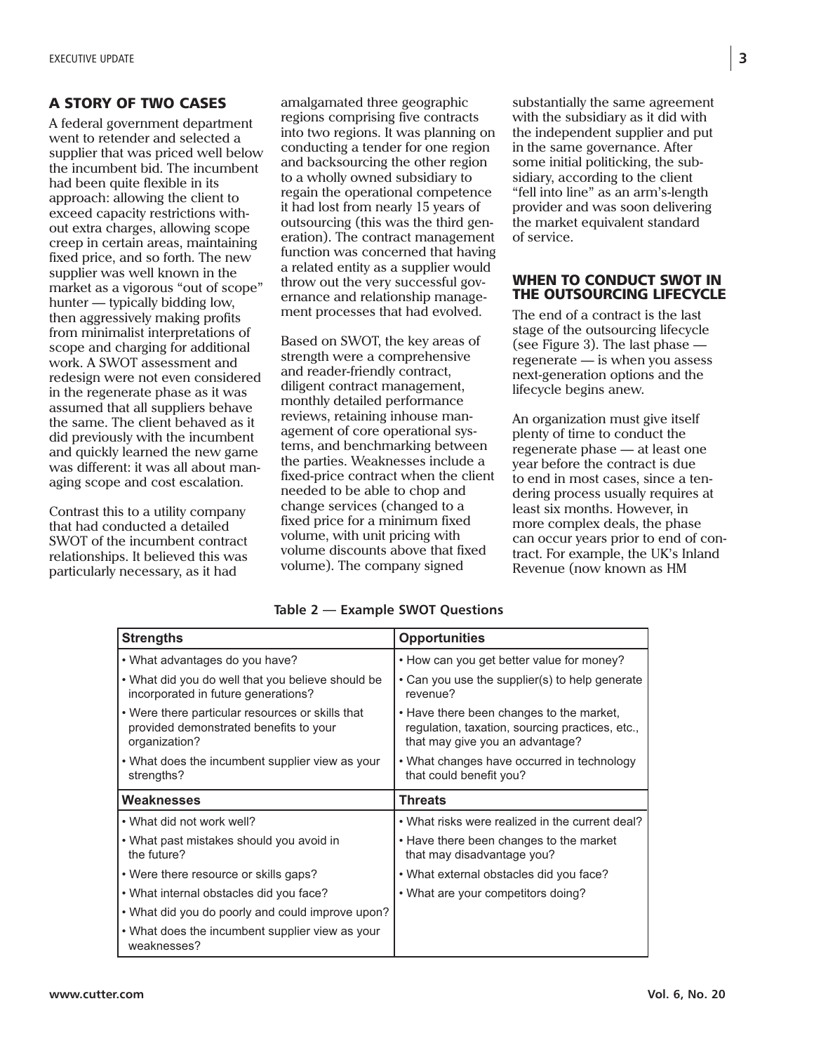## A STORY OF TWO CASES

A federal government department went to retender and selected a supplier that was priced well below the incumbent bid. The incumbent had been quite flexible in its approach: allowing the client to exceed capacity restrictions without extra charges, allowing scope creep in certain areas, maintaining fixed price, and so forth. The new supplier was well known in the market as a vigorous "out of scope" hunter — typically bidding low, then aggressively making profits from minimalist interpretations of scope and charging for additional work. A SWOT assessment and redesign were not even considered in the regenerate phase as it was assumed that all suppliers behave the same. The client behaved as it did previously with the incumbent and quickly learned the new game was different: it was all about managing scope and cost escalation.

Contrast this to a utility company that had conducted a detailed SWOT of the incumbent contract relationships. It believed this was particularly necessary, as it had amalgamated three geographic regions comprising five contracts into two regions. It was planning on conducting a tender for one region and backsourcing the other region to a wholly owned subsidiary to regain the operational competence it had lost from nearly 15 years of outsourcing (this was the third generation). The contract management function was concerned that having a related entity as a supplier would throw out the very successful governance and relationship management processes that had evolved.

Based on SWOT, the key areas of strength were a comprehensive and reader-friendly contract, diligent contract management, monthly detailed performance reviews, retaining inhouse management of core operational systems, and benchmarking between the parties. Weaknesses include a fixed-price contract when the client needed to be able to chop and change services (changed to a fixed price for a minimum fixed volume, with unit pricing with volume discounts above that fixed volume). The company signed substantially the same agreement with the subsidiary as it did with the independent supplier and put in the same governance. After some initial politicking, the subsidiary, according to the client "fell into line" as an arm's-length provider and was soon delivering the market equivalent standard of service.

## WHEN TO CONDUCT SWOT IN THE OUTSOURCING LIFECYCLE

The end of a contract is the last stage of the outsourcing lifecycle (see Figure 3). The last phase — regenerate — is when you assess next-generation options and the lifecycle begins anew.

An organization must give itself plenty of time to conduct the regenerate phase — at least one year before the contract is due to end in most cases, since a tendering process usually requires at least six months. However, in more complex deals, the phase can occur years prior to end of contract. For example, the UK's Inland Revenue (now known as HM

**Table 2 — Example SWOT Questions**

| Strengths | Opportunities |
|---|---|
| • What advantages do you have? | • How can you get better value for money? |
| • What did you do well that you believe should be incorporated in future generations? | • Can you use the supplier(s) to help generate revenue? |
| • Were there particular resources or skills that provided demonstrated benefits to your organization? | • Have there been changes to the market, regulation, taxation, sourcing practices, etc., that may give you an advantage? |
| • What does the incumbent supplier view as your strengths? | • What changes have occurred in technology that could benefit you? |
| **Weaknesses** | **Threats** |
| • What did not work well? | • What risks were realized in the current deal? |
| • What past mistakes should you avoid in the future? | • Have there been changes to the market that may disadvantage you? |
| • Were there resource or skills gaps? | • What external obstacles did you face? |
| • What internal obstacles did you face? | • What are your competitors doing? |
| • What did you do poorly and could improve upon? | |
| • What does the incumbent supplier view as your weaknesses? | |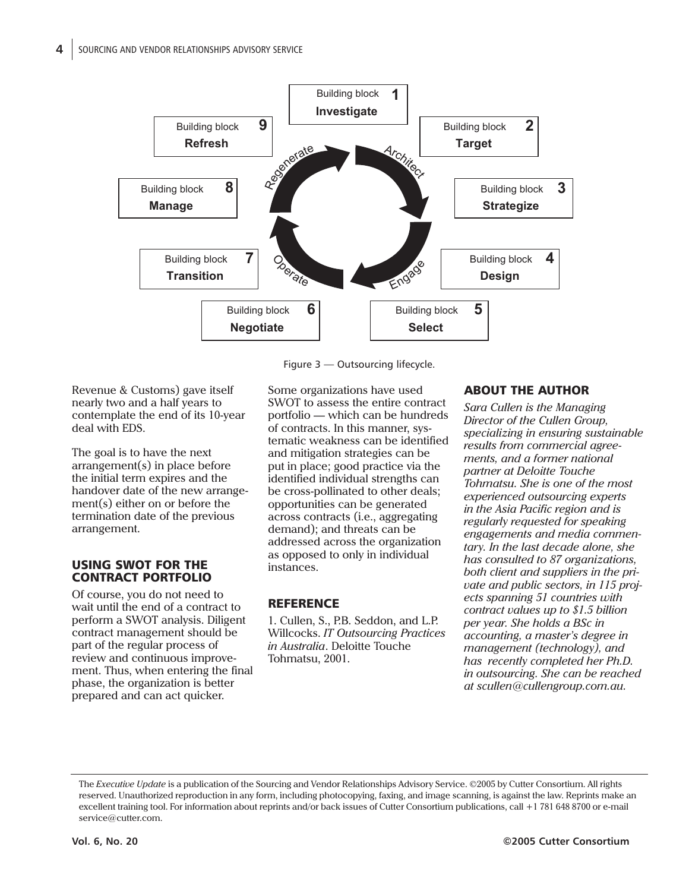Building block 1
**Investigate**

Building block 2
**Target**

Building block 3
**Strategize**

Building block 4
**Design**

Building block 5
**Select**

Building block 6
**Negotiate**

Building block 7
**Transition**

Building block 8
**Manage**

Building block 9
**Refresh**

Architect

Engage

Operate

Regenerate

Figure 3 — Outsourcing lifecycle.

Revenue & Customs) gave itself nearly two and a half years to contemplate the end of its 10-year deal with EDS.

The goal is to have the next arrangement(s) in place before the initial term expires and the handover date of the new arrangement(s) either on or before the termination date of the previous arrangement.

## USING SWOT FOR THE CONTRACT PORTFOLIO

Of course, you do not need to wait until the end of a contract to perform a SWOT analysis. Diligent contract management should be part of the regular process of review and continuous improvement. Thus, when entering the final phase, the organization is better prepared and can act quicker.

Some organizations have used SWOT to assess the entire contract portfolio — which can be hundreds of contracts. In this manner, systematic weakness can be identified and mitigation strategies can be put in place; good practice via the identified individual strengths can be cross-pollinated to other deals; opportunities can be generated across contracts (i.e., aggregating demand); and threats can be addressed across the organization as opposed to only in individual instances.

## REFERENCE

1. Cullen, S., P.B. Seddon, and L.P. Willcocks. *IT Outsourcing Practices in Australia*. Deloitte Touche Tohmatsu, 2001.

## ABOUT THE AUTHOR

*Sara Cullen is the Managing Director of the Cullen Group, specializing in ensuring sustainable results from commercial agreements, and a former national partner at Deloitte Touche Tohmatsu. She is one of the most experienced outsourcing experts in the Asia Pacific region and is regularly requested for speaking engagements and media commentary. In the last decade alone, she has consulted to 87 organizations, both client and suppliers in the private and public sectors, in 115 projects spanning 51 countries with contract values up to $1.5 billion per year. She holds a BSc in accounting, a master's degree in management (technology), and has recently completed her Ph.D. in outsourcing. She can be reached at scullen@cullengroup.com.au.*

The *Executive Update* is a publication of the Sourcing and Vendor Relationships Advisory Service. ©2005 by Cutter Consortium. All rights reserved. Unauthorized reproduction in any form, including photocopying, faxing, and image scanning, is against the law. Reprints make an excellent training tool. For information about reprints and/or back issues of Cutter Consortium publications, call +1 781 648 8700 or e-mail service@cutter.com.